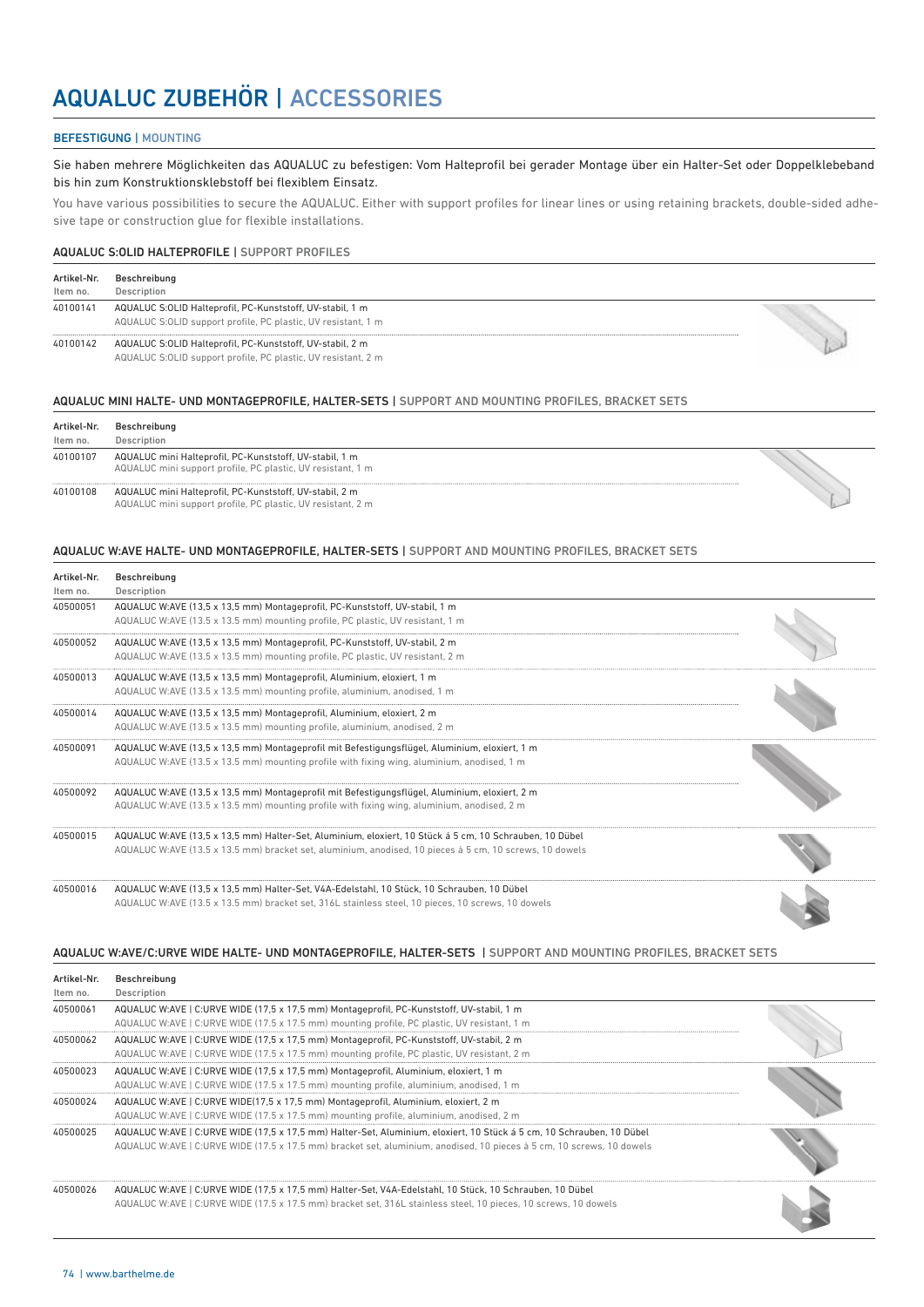# AQUALUC ZUBEHÖR | ACCESSORIES

## BEFESTIGUNG | MOUNTING

Sie haben mehrere Möglichkeiten das AQUALUC zu befestigen: Vom Halteprofil bei gerader Montage über ein Halter-Set oder Doppelklebeband bis hin zum Konstruktionsklebstoff bei flexiblem Einsatz.

You have various possibilities to secure the AQUALUC. Either with support profiles for linear lines or using retaining brackets, double-sided adhesive tape or construction glue for flexible installations.

### AQUALUC S:OLID HALTEPROFILE | SUPPORT PROFILES

| Artikel-Nr. Item no. | Beschreibung Description |
|---|---|
| 40100141 | AQUALUC S:OLID Halteprofil, PC-Kunststoff, UV-stabil, 1 m<br>AQUALUC S:OLID support profile, PC plastic, UV resistant, 1 m |
| 40100142 | AQUALUC S:OLID Halteprofil, PC-Kunststoff, UV-stabil, 2 m<br>AQUALUC S:OLID support profile, PC plastic, UV resistant, 2 m |

### AQUALUC MINI HALTE- UND MONTAGEPROFILE, HALTER-SETS | SUPPORT AND MOUNTING PROFILES, BRACKET SETS

| Artikel-Nr. Item no. | Beschreibung Description |
|---|---|
| 40100107 | AQUALUC mini Halteprofil, PC-Kunststoff, UV-stabil, 1 m<br>AQUALUC mini support profile, PC plastic, UV resistant, 1 m |
| 40100108 | AQUALUC mini Halteprofil, PC-Kunststoff, UV-stabil, 2 m<br>AQUALUC mini support profile, PC plastic, UV resistant, 2 m |

### AQUALUC W:AVE HALTE- UND MONTAGEPROFILE, HALTER-SETS | SUPPORT AND MOUNTING PROFILES, BRACKET SETS

| Artikel-Nr. Item no. | Beschreibung Description |
|---|---|
| 40500051 | AQUALUC W:AVE (13,5 x 13,5 mm) Montageprofil, PC-Kunststoff, UV-stabil, 1 m<br>AQUALUC W:AVE (13.5 x 13.5 mm) mounting profile, PC plastic, UV resistant, 1 m |
| 40500052 | AQUALUC W:AVE (13,5 x 13,5 mm) Montageprofil, PC-Kunststoff, UV-stabil, 2 m<br>AQUALUC W:AVE (13.5 x 13.5 mm) mounting profile, PC plastic, UV resistant, 2 m |
| 40500013 | AQUALUC W:AVE (13,5 x 13,5 mm) Montageprofil, Aluminium, eloxiert, 1 m<br>AQUALUC W:AVE (13.5 x 13.5 mm) mounting profile, aluminium, anodised, 1 m |
| 40500014 | AQUALUC W:AVE (13,5 x 13,5 mm) Montageprofil, Aluminium, eloxiert, 2 m<br>AQUALUC W:AVE (13.5 x 13.5 mm) mounting profile, aluminium, anodised, 2 m |
| 40500091 | AQUALUC W:AVE (13,5 x 13,5 mm) Montageprofil mit Befestigungsflügel, Aluminium, eloxiert, 1 m<br>AQUALUC W:AVE (13.5 x 13.5 mm) mounting profile with fixing wing, aluminium, anodised, 1 m |
| 40500092 | AQUALUC W:AVE (13,5 x 13,5 mm) Montageprofil mit Befestigungsflügel, Aluminium, eloxiert, 2 m<br>AQUALUC W:AVE (13.5 x 13.5 mm) mounting profile with fixing wing, aluminium, anodised, 2 m |
| 40500015 | AQUALUC W:AVE (13,5 x 13,5 mm) Halter-Set, Aluminium, eloxiert, 10 Stück á 5 cm, 10 Schrauben, 10 Dübel<br>AQUALUC W:AVE (13.5 x 13.5 mm) bracket set, aluminium, anodised, 10 pieces à 5 cm, 10 screws, 10 dowels |
| 40500016 | AQUALUC W:AVE (13,5 x 13,5 mm) Halter-Set, V4A-Edelstahl, 10 Stück, 10 Schrauben, 10 Dübel<br>AQUALUC W:AVE (13.5 x 13.5 mm) bracket set, 316L stainless steel, 10 pieces, 10 screws, 10 dowels |

### AQUALUC W:AVE/C:URVE WIDE HALTE- UND MONTAGEPROFILE, HALTER-SETS | SUPPORT AND MOUNTING PROFILES, BRACKET SETS

| Artikel-Nr. Item no. | Beschreibung Description |
|---|---|
| 40500061 | AQUALUC W:AVE \| C:URVE WIDE (17,5 x 17,5 mm) Montageprofil, PC-Kunststoff, UV-stabil, 1 m<br>AQUALUC W:AVE \| C:URVE WIDE (17.5 x 17.5 mm) mounting profile, PC plastic, UV resistant, 1 m |
| 40500062 | AQUALUC W:AVE \| C:URVE WIDE (17,5 x 17,5 mm) Montageprofil, PC-Kunststoff, UV-stabil, 2 m<br>AQUALUC W:AVE \| C:URVE WIDE (17.5 x 17.5 mm) mounting profile, PC plastic, UV resistant, 2 m |
| 40500023 | AQUALUC W:AVE \| C:URVE WIDE (17,5 x 17,5 mm) Montageprofil, Aluminium, eloxiert, 1 m<br>AQUALUC W:AVE \| C:URVE WIDE (17.5 x 17.5 mm) mounting profile, aluminium, anodised, 1 m |
| 40500024 | AQUALUC W:AVE \| C:URVE WIDE(17,5 x 17,5 mm) Montageprofil, Aluminium, eloxiert, 2 m<br>AQUALUC W:AVE \| C:URVE WIDE (17.5 x 17.5 mm) mounting profile, aluminium, anodised, 2 m |
| 40500025 | AQUALUC W:AVE \| C:URVE WIDE (17,5 x 17,5 mm) Halter-Set, Aluminium, eloxiert, 10 Stück á 5 cm, 10 Schrauben, 10 Dübel<br>AQUALUC W:AVE \| C:URVE WIDE (17.5 x 17.5 mm) bracket set, aluminium, anodised, 10 pieces à 5 cm, 10 screws, 10 dowels |
| 40500026 | AQUALUC W:AVE \| C:URVE WIDE (17,5 x 17,5 mm) Halter-Set, V4A-Edelstahl, 10 Stück, 10 Schrauben, 10 Dübel<br>AQUALUC W:AVE \| C:URVE WIDE (17.5 x 17.5 mm) bracket set, 316L stainless steel, 10 pieces, 10 screws, 10 dowels |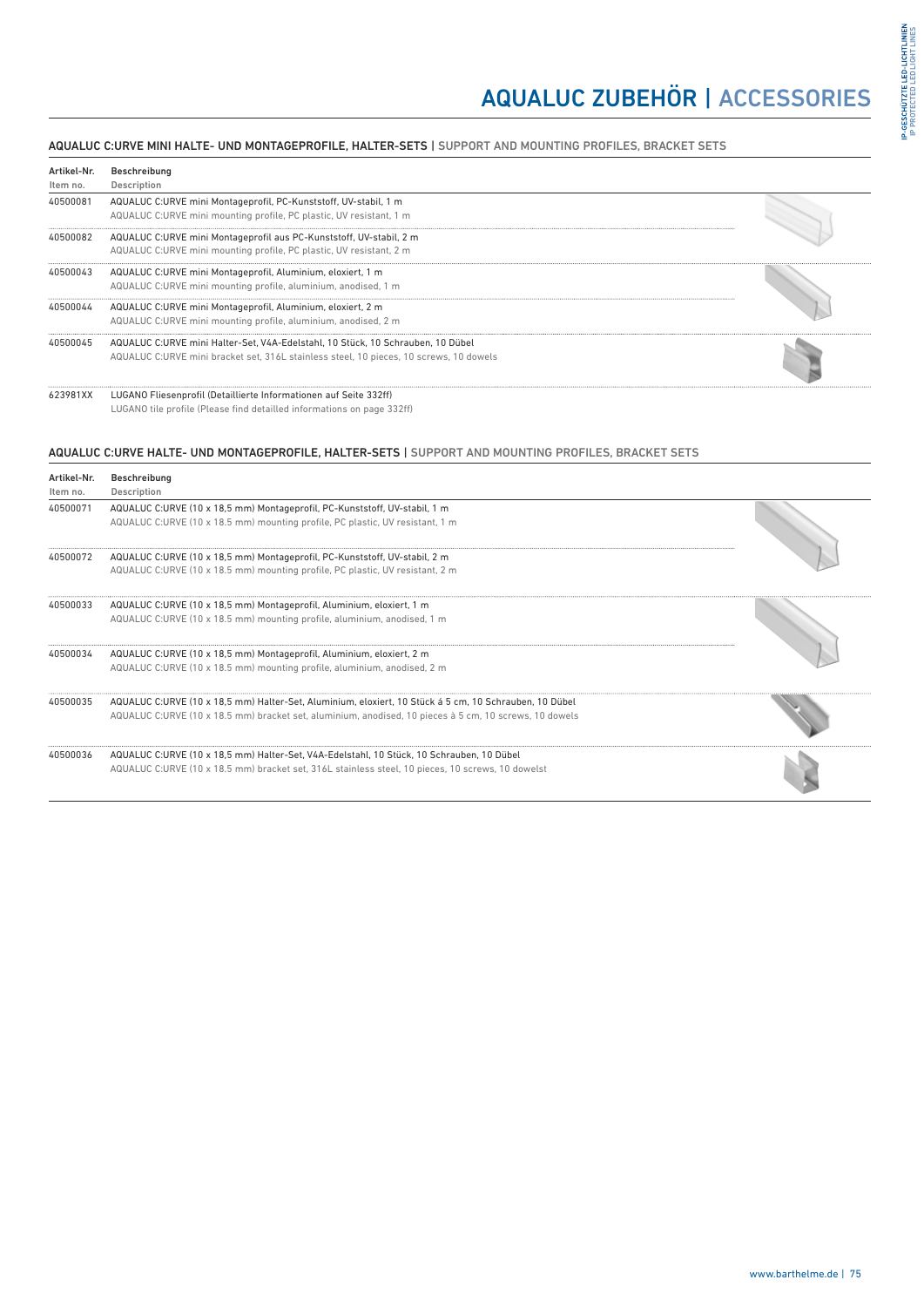# AQUALUC ZUBEHÖR | ACCESSORIES

## AQUALUC C:URVE MINI HALTE- UND MONTAGEPROFILE, HALTER-SETS | SUPPORT AND MOUNTING PROFILES, BRACKET SETS

| Artikel-Nr. Item no. | Beschreibung Description |
|---|---|
| 40500081 | AQUALUC C:URVE mini Montageprofil, PC-Kunststoff, UV-stabil, 1 m<br>AQUALUC C:URVE mini mounting profile, PC plastic, UV resistant, 1 m |
| 40500082 | AQUALUC C:URVE mini Montageprofil aus PC-Kunststoff, UV-stabil, 2 m<br>AQUALUC C:URVE mini mounting profile, PC plastic, UV resistant, 2 m |
| 40500043 | AQUALUC C:URVE mini Montageprofil, Aluminium, eloxiert, 1 m<br>AQUALUC C:URVE mini mounting profile, aluminium, anodised, 1 m |
| 40500044 | AQUALUC C:URVE mini Montageprofil, Aluminium, eloxiert, 2 m<br>AQUALUC C:URVE mini mounting profile, aluminium, anodised, 2 m |
| 40500045 | AQUALUC C:URVE mini Halter-Set, V4A-Edelstahl, 10 Stück, 10 Schrauben, 10 Dübel<br>AQUALUC C:URVE mini bracket set, 316L stainless steel, 10 pieces, 10 screws, 10 dowels |
| 623981XX | LUGANO Fliesenprofil (Detaillierte Informationen auf Seite 332ff)<br>LUGANO tile profile (Please find detailled informations on page 332ff) |

## AQUALUC C:URVE HALTE- UND MONTAGEPROFILE, HALTER-SETS | SUPPORT AND MOUNTING PROFILES, BRACKET SETS

| Artikel-Nr. Item no. | Beschreibung Description |
|---|---|
| 40500071 | AQUALUC C:URVE (10 x 18,5 mm) Montageprofil, PC-Kunststoff, UV-stabil, 1 m<br>AQUALUC C:URVE (10 x 18.5 mm) mounting profile, PC plastic, UV resistant, 1 m |
| 40500072 | AQUALUC C:URVE (10 x 18,5 mm) Montageprofil, PC-Kunststoff, UV-stabil, 2 m<br>AQUALUC C:URVE (10 x 18.5 mm) mounting profile, PC plastic, UV resistant, 2 m |
| 40500033 | AQUALUC C:URVE (10 x 18,5 mm) Montageprofil, Aluminium, eloxiert, 1 m<br>AQUALUC C:URVE (10 x 18.5 mm) mounting profile, aluminium, anodised, 1 m |
| 40500034 | AQUALUC C:URVE (10 x 18,5 mm) Montageprofil, Aluminium, eloxiert, 2 m<br>AQUALUC C:URVE (10 x 18.5 mm) mounting profile, aluminium, anodised, 2 m |
| 40500035 | AQUALUC C:URVE (10 x 18,5 mm) Halter-Set, Aluminium, eloxiert, 10 Stück á 5 cm, 10 Schrauben, 10 Dübel<br>AQUALUC C:URVE (10 x 18.5 mm) bracket set, aluminium, anodised, 10 pieces à 5 cm, 10 screws, 10 dowels |
| 40500036 | AQUALUC C:URVE (10 x 18,5 mm) Halter-Set, V4A-Edelstahl, 10 Stück, 10 Schrauben, 10 Dübel<br>AQUALUC C:URVE (10 x 18.5 mm) bracket set, 316L stainless steel, 10 pieces, 10 screws, 10 dowelst |

www.barthelme.de